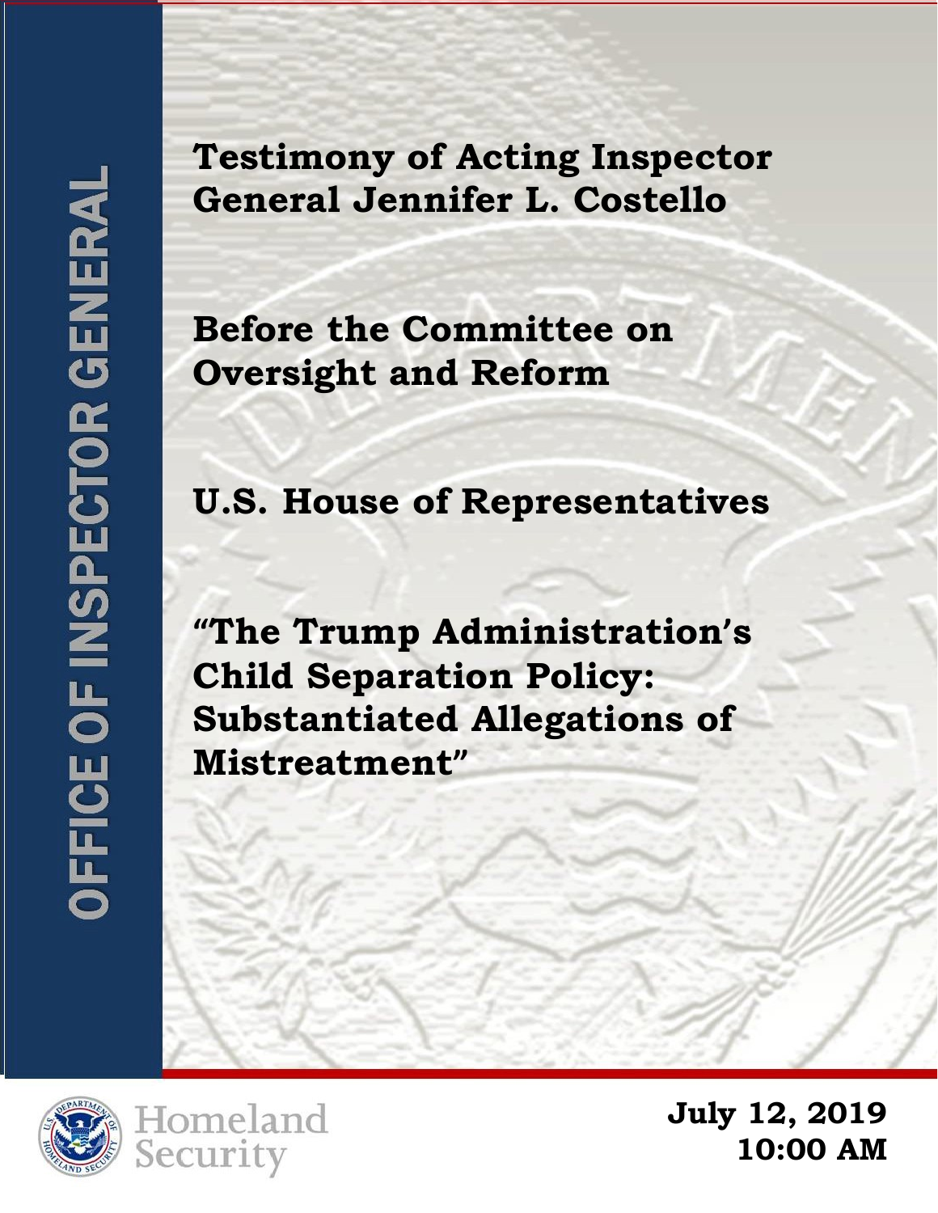OFFICE OF INSPECTOR GENERAL

# Testimony of Acting Inspector General Jennifer L. Costello

## Before the Committee on Oversight and Reform

## U.S. House of Representatives

## "The Trump Administration's Child Separation Policy: Substantiated Allegations of Mistreatment"

Homeland Security

**July 12, 2019**
**10:00 AM**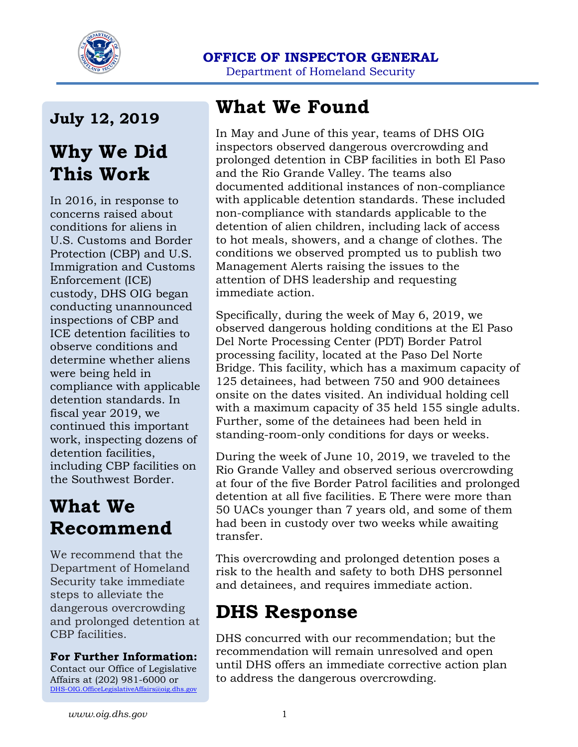# OFFICE OF INSPECTOR GENERAL

Department of Homeland Security

**July 12, 2019**

## Why We Did This Work

In 2016, in response to concerns raised about conditions for aliens in U.S. Customs and Border Protection (CBP) and U.S. Immigration and Customs Enforcement (ICE) custody, DHS OIG began conducting unannounced inspections of CBP and ICE detention facilities to observe conditions and determine whether aliens were being held in compliance with applicable detention standards. In fiscal year 2019, we continued this important work, inspecting dozens of detention facilities, including CBP facilities on the Southwest Border.

## What We Recommend

We recommend that the Department of Homeland Security take immediate steps to alleviate the dangerous overcrowding and prolonged detention at CBP facilities.

**For Further Information:**
Contact our Office of Legislative Affairs at (202) 981-6000 or DHS-OIG.OfficeLegislativeAffairs@oig.dhs.gov

## What We Found

In May and June of this year, teams of DHS OIG inspectors observed dangerous overcrowding and prolonged detention in CBP facilities in both El Paso and the Rio Grande Valley. The teams also documented additional instances of non-compliance with applicable detention standards. These included non-compliance with standards applicable to the detention of alien children, including lack of access to hot meals, showers, and a change of clothes. The conditions we observed prompted us to publish two Management Alerts raising the issues to the attention of DHS leadership and requesting immediate action.

Specifically, during the week of May 6, 2019, we observed dangerous holding conditions at the El Paso Del Norte Processing Center (PDT) Border Patrol processing facility, located at the Paso Del Norte Bridge. This facility, which has a maximum capacity of 125 detainees, had between 750 and 900 detainees onsite on the dates visited. An individual holding cell with a maximum capacity of 35 held 155 single adults. Further, some of the detainees had been held in standing-room-only conditions for days or weeks.

During the week of June 10, 2019, we traveled to the Rio Grande Valley and observed serious overcrowding at four of the five Border Patrol facilities and prolonged detention at all five facilities. E There were more than 50 UACs younger than 7 years old, and some of them had been in custody over two weeks while awaiting transfer.

This overcrowding and prolonged detention poses a risk to the health and safety to both DHS personnel and detainees, and requires immediate action.

## DHS Response

DHS concurred with our recommendation; but the recommendation will remain unresolved and open until DHS offers an immediate corrective action plan to address the dangerous overcrowding.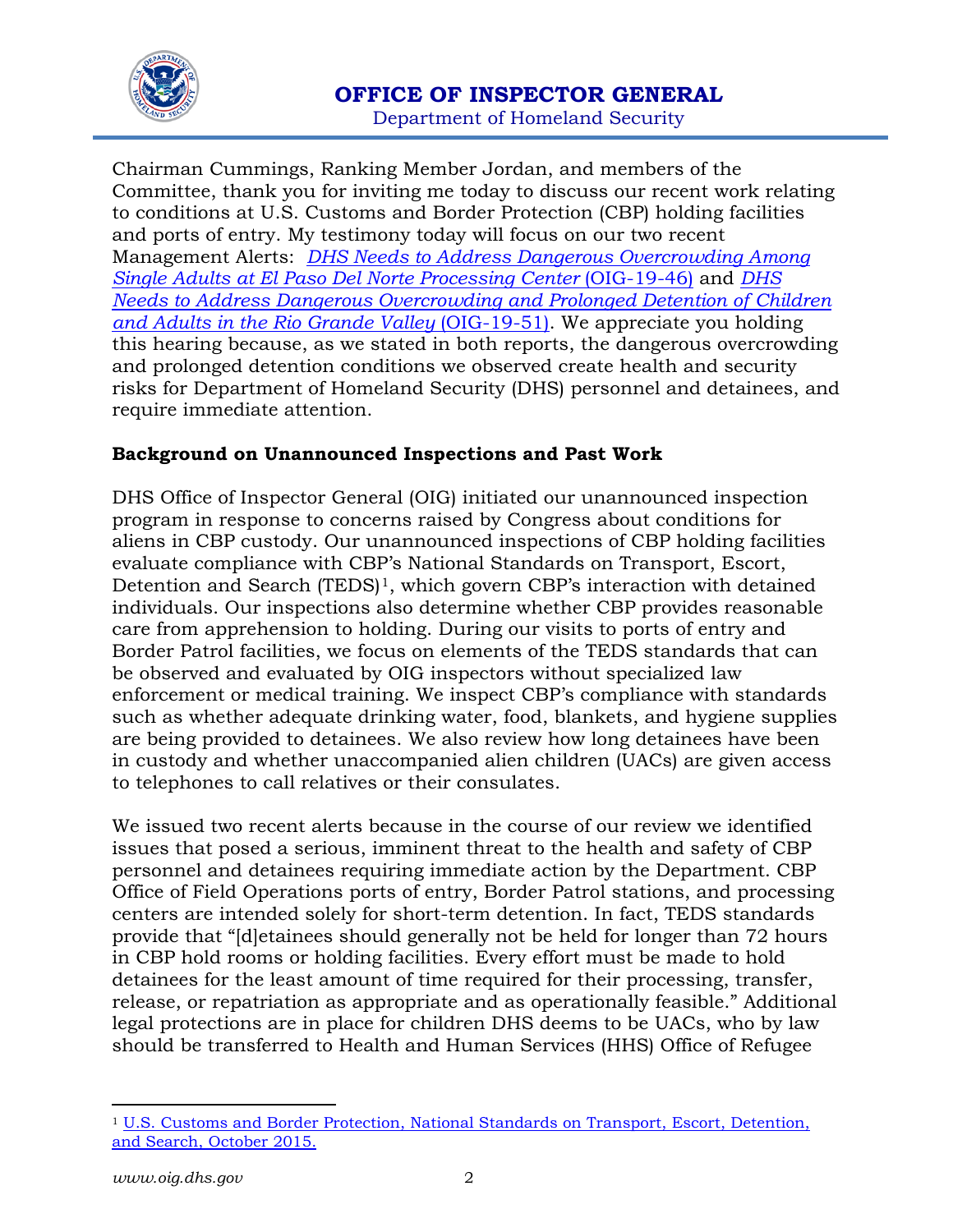Chairman Cummings, Ranking Member Jordan, and members of the Committee, thank you for inviting me today to discuss our recent work relating to conditions at U.S. Customs and Border Protection (CBP) holding facilities and ports of entry. My testimony today will focus on our two recent Management Alerts: *DHS Needs to Address Dangerous Overcrowding Among Single Adults at El Paso Del Norte Processing Center* (OIG-19-46) and *DHS Needs to Address Dangerous Overcrowding and Prolonged Detention of Children and Adults in the Rio Grande Valley* (OIG-19-51). We appreciate you holding this hearing because, as we stated in both reports, the dangerous overcrowding and prolonged detention conditions we observed create health and security risks for Department of Homeland Security (DHS) personnel and detainees, and require immediate attention.

**Background on Unannounced Inspections and Past Work**

DHS Office of Inspector General (OIG) initiated our unannounced inspection program in response to concerns raised by Congress about conditions for aliens in CBP custody. Our unannounced inspections of CBP holding facilities evaluate compliance with CBP's National Standards on Transport, Escort, Detention and Search (TEDS)[1], which govern CBP's interaction with detained individuals. Our inspections also determine whether CBP provides reasonable care from apprehension to holding. During our visits to ports of entry and Border Patrol facilities, we focus on elements of the TEDS standards that can be observed and evaluated by OIG inspectors without specialized law enforcement or medical training. We inspect CBP's compliance with standards such as whether adequate drinking water, food, blankets, and hygiene supplies are being provided to detainees. We also review how long detainees have been in custody and whether unaccompanied alien children (UACs) are given access to telephones to call relatives or their consulates.

We issued two recent alerts because in the course of our review we identified issues that posed a serious, imminent threat to the health and safety of CBP personnel and detainees requiring immediate action by the Department. CBP Office of Field Operations ports of entry, Border Patrol stations, and processing centers are intended solely for short-term detention. In fact, TEDS standards provide that "[d]etainees should generally not be held for longer than 72 hours in CBP hold rooms or holding facilities. Every effort must be made to hold detainees for the least amount of time required for their processing, transfer, release, or repatriation as appropriate and as operationally feasible." Additional legal protections are in place for children DHS deems to be UACs, who by law should be transferred to Health and Human Services (HHS) Office of Refugee

[1] U.S. Customs and Border Protection, National Standards on Transport, Escort, Detention, and Search, October 2015.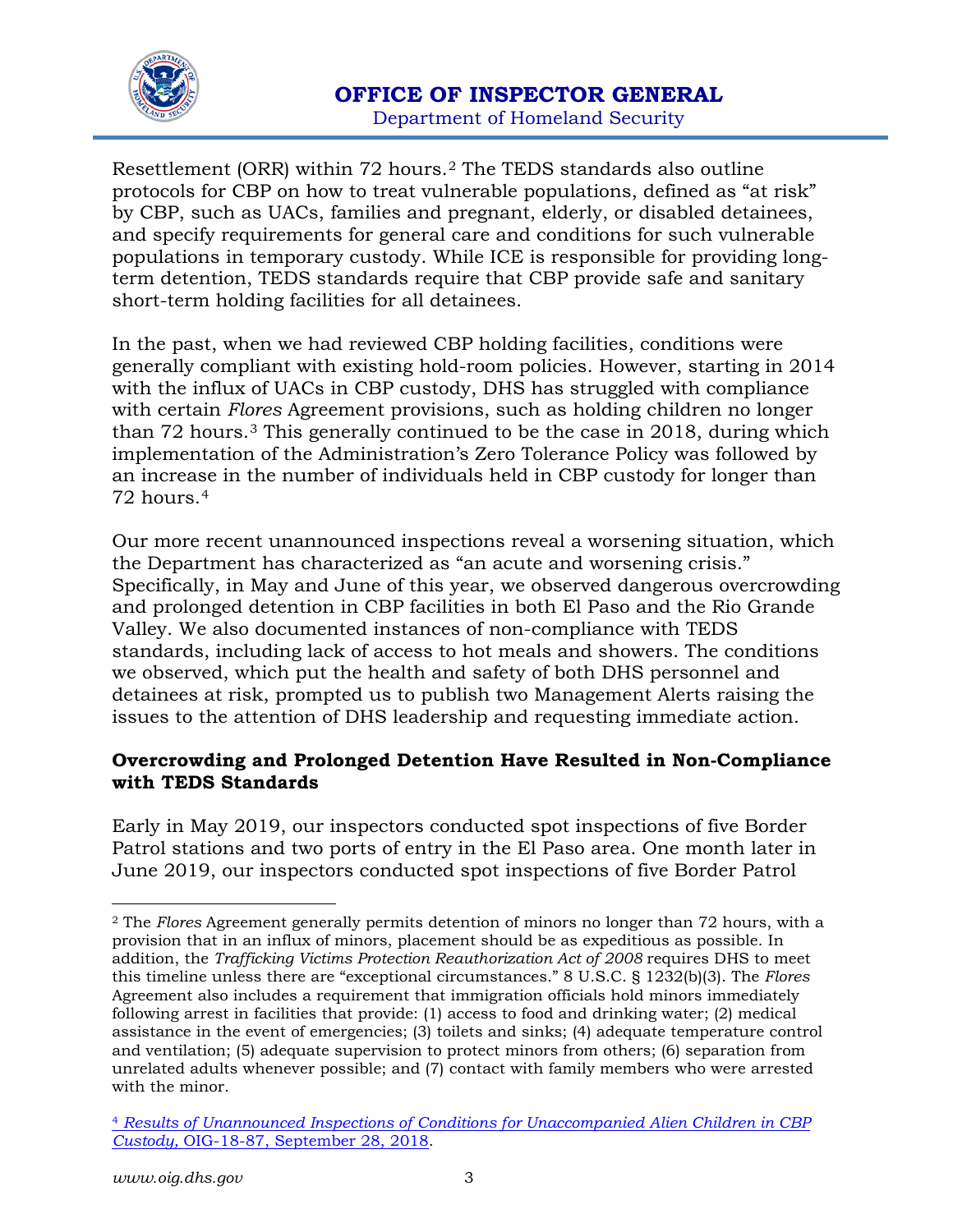Resettlement (ORR) within 72 hours.[2] The TEDS standards also outline protocols for CBP on how to treat vulnerable populations, defined as "at risk" by CBP, such as UACs, families and pregnant, elderly, or disabled detainees, and specify requirements for general care and conditions for such vulnerable populations in temporary custody. While ICE is responsible for providing long-term detention, TEDS standards require that CBP provide safe and sanitary short-term holding facilities for all detainees.

In the past, when we had reviewed CBP holding facilities, conditions were generally compliant with existing hold-room policies. However, starting in 2014 with the influx of UACs in CBP custody, DHS has struggled with compliance with certain *Flores* Agreement provisions, such as holding children no longer than 72 hours.[3] This generally continued to be the case in 2018, during which implementation of the Administration's Zero Tolerance Policy was followed by an increase in the number of individuals held in CBP custody for longer than 72 hours.[4]

Our more recent unannounced inspections reveal a worsening situation, which the Department has characterized as "an acute and worsening crisis." Specifically, in May and June of this year, we observed dangerous overcrowding and prolonged detention in CBP facilities in both El Paso and the Rio Grande Valley. We also documented instances of non-compliance with TEDS standards, including lack of access to hot meals and showers. The conditions we observed, which put the health and safety of both DHS personnel and detainees at risk, prompted us to publish two Management Alerts raising the issues to the attention of DHS leadership and requesting immediate action.

**Overcrowding and Prolonged Detention Have Resulted in Non-Compliance with TEDS Standards**

Early in May 2019, our inspectors conducted spot inspections of five Border Patrol stations and two ports of entry in the El Paso area. One month later in June 2019, our inspectors conducted spot inspections of five Border Patrol

---

[2] The *Flores* Agreement generally permits detention of minors no longer than 72 hours, with a provision that in an influx of minors, placement should be as expeditious as possible. In addition, the *Trafficking Victims Protection Reauthorization Act of 2008* requires DHS to meet this timeline unless there are "exceptional circumstances." 8 U.S.C. § 1232(b)(3). The *Flores* Agreement also includes a requirement that immigration officials hold minors immediately following arrest in facilities that provide: (1) access to food and drinking water; (2) medical assistance in the event of emergencies; (3) toilets and sinks; (4) adequate temperature control and ventilation; (5) adequate supervision to protect minors from others; (6) separation from unrelated adults whenever possible; and (7) contact with family members who were arrested with the minor.

[4] *Results of Unannounced Inspections of Conditions for Unaccompanied Alien Children in CBP Custody,* OIG-18-87, September 28, 2018.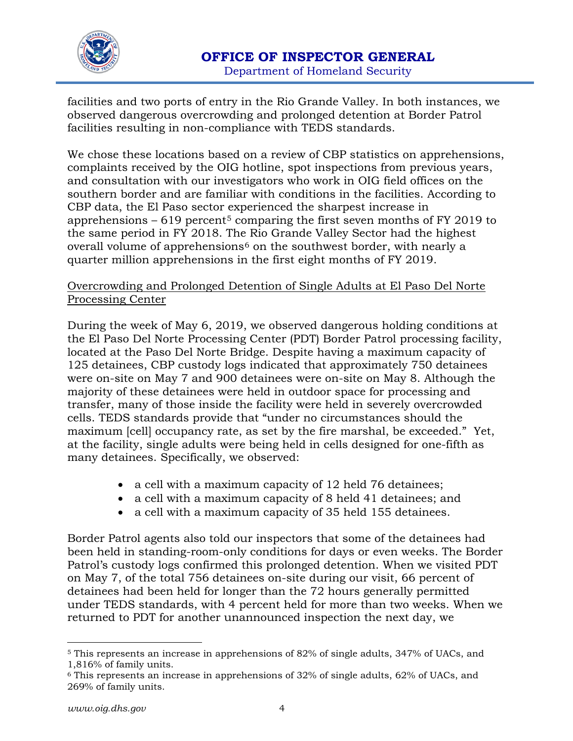facilities and two ports of entry in the Rio Grande Valley. In both instances, we observed dangerous overcrowding and prolonged detention at Border Patrol facilities resulting in non-compliance with TEDS standards.

We chose these locations based on a review of CBP statistics on apprehensions, complaints received by the OIG hotline, spot inspections from previous years, and consultation with our investigators who work in OIG field offices on the southern border and are familiar with conditions in the facilities. According to CBP data, the El Paso sector experienced the sharpest increase in apprehensions – 619 percent[5] comparing the first seven months of FY 2019 to the same period in FY 2018. The Rio Grande Valley Sector had the highest overall volume of apprehensions[6] on the southwest border, with nearly a quarter million apprehensions in the first eight months of FY 2019.

Overcrowding and Prolonged Detention of Single Adults at El Paso Del Norte Processing Center

During the week of May 6, 2019, we observed dangerous holding conditions at the El Paso Del Norte Processing Center (PDT) Border Patrol processing facility, located at the Paso Del Norte Bridge. Despite having a maximum capacity of 125 detainees, CBP custody logs indicated that approximately 750 detainees were on-site on May 7 and 900 detainees were on-site on May 8. Although the majority of these detainees were held in outdoor space for processing and transfer, many of those inside the facility were held in severely overcrowded cells. TEDS standards provide that "under no circumstances should the maximum [cell] occupancy rate, as set by the fire marshal, be exceeded." Yet, at the facility, single adults were being held in cells designed for one-fifth as many detainees. Specifically, we observed:

- a cell with a maximum capacity of 12 held 76 detainees;
- a cell with a maximum capacity of 8 held 41 detainees; and
- a cell with a maximum capacity of 35 held 155 detainees.

Border Patrol agents also told our inspectors that some of the detainees had been held in standing-room-only conditions for days or even weeks. The Border Patrol's custody logs confirmed this prolonged detention. When we visited PDT on May 7, of the total 756 detainees on-site during our visit, 66 percent of detainees had been held for longer than the 72 hours generally permitted under TEDS standards, with 4 percent held for more than two weeks. When we returned to PDT for another unannounced inspection the next day, we

[5] This represents an increase in apprehensions of 82% of single adults, 347% of UACs, and 1,816% of family units.

[6] This represents an increase in apprehensions of 32% of single adults, 62% of UACs, and 269% of family units.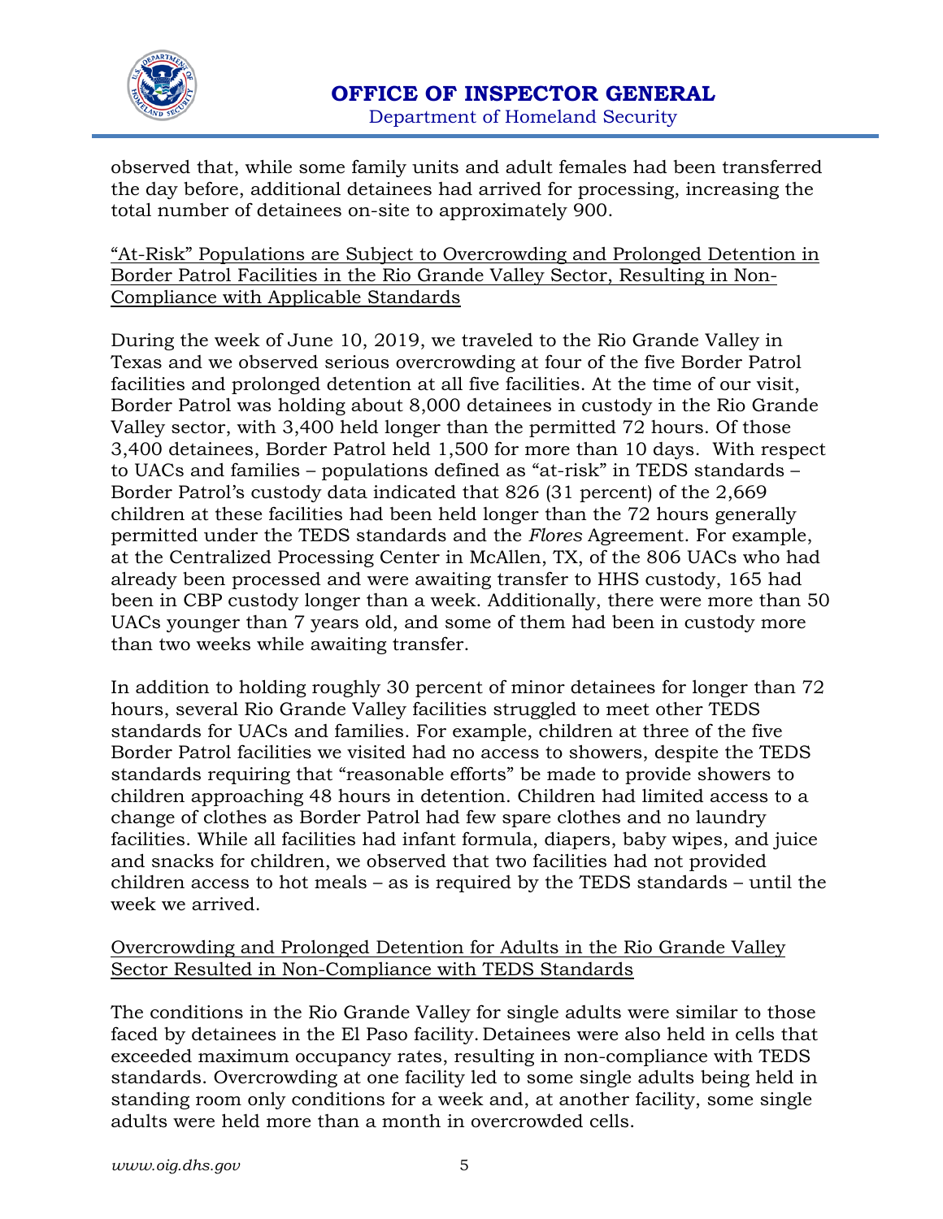observed that, while some family units and adult females had been transferred the day before, additional detainees had arrived for processing, increasing the total number of detainees on-site to approximately 900.

<u>"At-Risk" Populations are Subject to Overcrowding and Prolonged Detention in Border Patrol Facilities in the Rio Grande Valley Sector, Resulting in Non-Compliance with Applicable Standards</u>

During the week of June 10, 2019, we traveled to the Rio Grande Valley in Texas and we observed serious overcrowding at four of the five Border Patrol facilities and prolonged detention at all five facilities. At the time of our visit, Border Patrol was holding about 8,000 detainees in custody in the Rio Grande Valley sector, with 3,400 held longer than the permitted 72 hours. Of those 3,400 detainees, Border Patrol held 1,500 for more than 10 days. With respect to UACs and families – populations defined as "at-risk" in TEDS standards – Border Patrol's custody data indicated that 826 (31 percent) of the 2,669 children at these facilities had been held longer than the 72 hours generally permitted under the TEDS standards and the *Flores* Agreement. For example, at the Centralized Processing Center in McAllen, TX, of the 806 UACs who had already been processed and were awaiting transfer to HHS custody, 165 had been in CBP custody longer than a week. Additionally, there were more than 50 UACs younger than 7 years old, and some of them had been in custody more than two weeks while awaiting transfer.

In addition to holding roughly 30 percent of minor detainees for longer than 72 hours, several Rio Grande Valley facilities struggled to meet other TEDS standards for UACs and families. For example, children at three of the five Border Patrol facilities we visited had no access to showers, despite the TEDS standards requiring that "reasonable efforts" be made to provide showers to children approaching 48 hours in detention. Children had limited access to a change of clothes as Border Patrol had few spare clothes and no laundry facilities. While all facilities had infant formula, diapers, baby wipes, and juice and snacks for children, we observed that two facilities had not provided children access to hot meals – as is required by the TEDS standards – until the week we arrived.

<u>Overcrowding and Prolonged Detention for Adults in the Rio Grande Valley Sector Resulted in Non-Compliance with TEDS Standards</u>

The conditions in the Rio Grande Valley for single adults were similar to those faced by detainees in the El Paso facility. Detainees were also held in cells that exceeded maximum occupancy rates, resulting in non-compliance with TEDS standards. Overcrowding at one facility led to some single adults being held in standing room only conditions for a week and, at another facility, some single adults were held more than a month in overcrowded cells.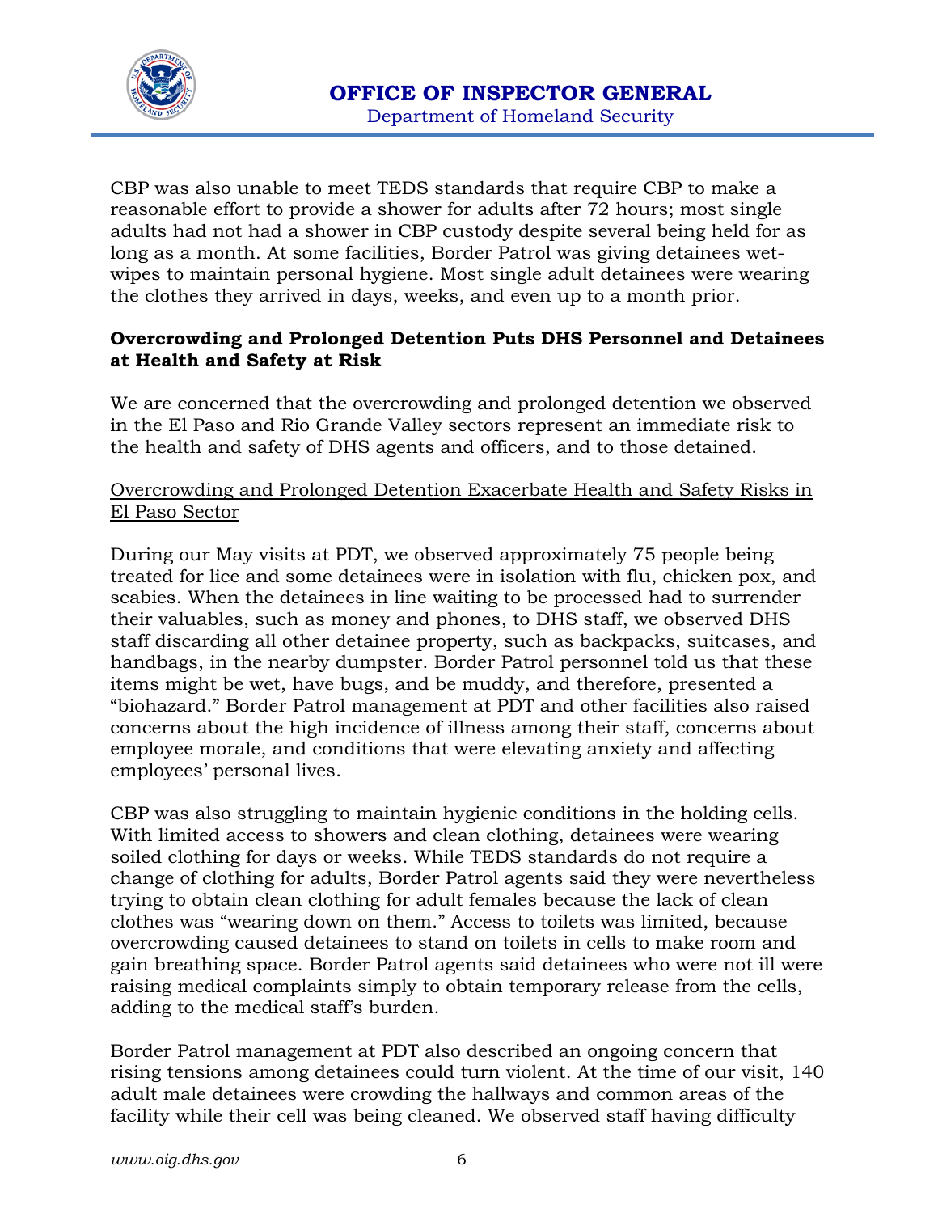CBP was also unable to meet TEDS standards that require CBP to make a reasonable effort to provide a shower for adults after 72 hours; most single adults had not had a shower in CBP custody despite several being held for as long as a month. At some facilities, Border Patrol was giving detainees wet-wipes to maintain personal hygiene. Most single adult detainees were wearing the clothes they arrived in days, weeks, and even up to a month prior.

**Overcrowding and Prolonged Detention Puts DHS Personnel and Detainees at Health and Safety at Risk**

We are concerned that the overcrowding and prolonged detention we observed in the El Paso and Rio Grande Valley sectors represent an immediate risk to the health and safety of DHS agents and officers, and to those detained.

<u>Overcrowding and Prolonged Detention Exacerbate Health and Safety Risks in El Paso Sector</u>

During our May visits at PDT, we observed approximately 75 people being treated for lice and some detainees were in isolation with flu, chicken pox, and scabies. When the detainees in line waiting to be processed had to surrender their valuables, such as money and phones, to DHS staff, we observed DHS staff discarding all other detainee property, such as backpacks, suitcases, and handbags, in the nearby dumpster. Border Patrol personnel told us that these items might be wet, have bugs, and be muddy, and therefore, presented a "biohazard." Border Patrol management at PDT and other facilities also raised concerns about the high incidence of illness among their staff, concerns about employee morale, and conditions that were elevating anxiety and affecting employees' personal lives.

CBP was also struggling to maintain hygienic conditions in the holding cells. With limited access to showers and clean clothing, detainees were wearing soiled clothing for days or weeks. While TEDS standards do not require a change of clothing for adults, Border Patrol agents said they were nevertheless trying to obtain clean clothing for adult females because the lack of clean clothes was "wearing down on them." Access to toilets was limited, because overcrowding caused detainees to stand on toilets in cells to make room and gain breathing space. Border Patrol agents said detainees who were not ill were raising medical complaints simply to obtain temporary release from the cells, adding to the medical staff's burden.

Border Patrol management at PDT also described an ongoing concern that rising tensions among detainees could turn violent. At the time of our visit, 140 adult male detainees were crowding the hallways and common areas of the facility while their cell was being cleaned. We observed staff having difficulty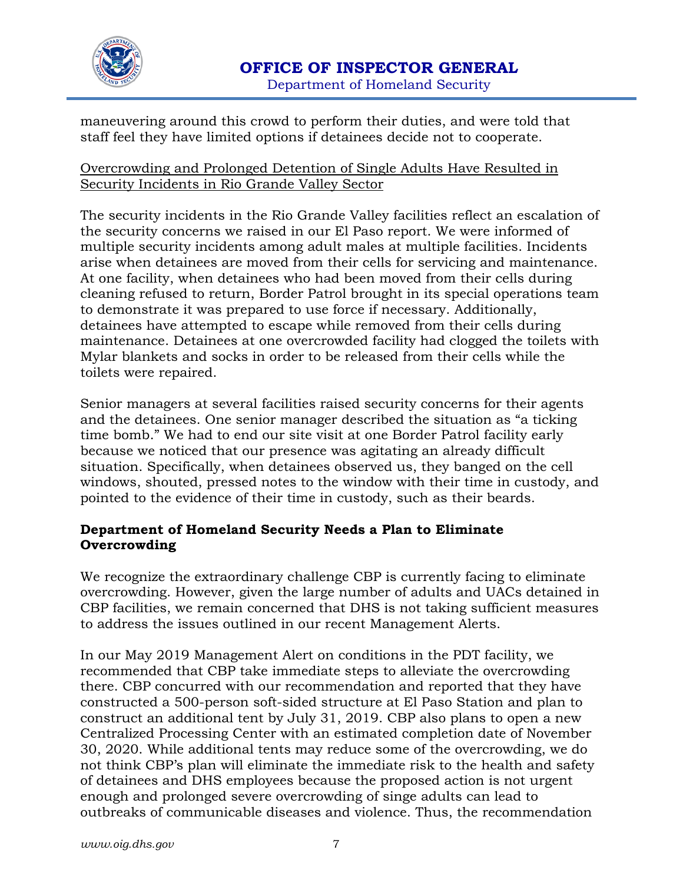maneuvering around this crowd to perform their duties, and were told that staff feel they have limited options if detainees decide not to cooperate.

Overcrowding and Prolonged Detention of Single Adults Have Resulted in Security Incidents in Rio Grande Valley Sector

The security incidents in the Rio Grande Valley facilities reflect an escalation of the security concerns we raised in our El Paso report. We were informed of multiple security incidents among adult males at multiple facilities. Incidents arise when detainees are moved from their cells for servicing and maintenance. At one facility, when detainees who had been moved from their cells during cleaning refused to return, Border Patrol brought in its special operations team to demonstrate it was prepared to use force if necessary. Additionally, detainees have attempted to escape while removed from their cells during maintenance. Detainees at one overcrowded facility had clogged the toilets with Mylar blankets and socks in order to be released from their cells while the toilets were repaired.

Senior managers at several facilities raised security concerns for their agents and the detainees. One senior manager described the situation as "a ticking time bomb." We had to end our site visit at one Border Patrol facility early because we noticed that our presence was agitating an already difficult situation. Specifically, when detainees observed us, they banged on the cell windows, shouted, pressed notes to the window with their time in custody, and pointed to the evidence of their time in custody, such as their beards.

## Department of Homeland Security Needs a Plan to Eliminate Overcrowding

We recognize the extraordinary challenge CBP is currently facing to eliminate overcrowding. However, given the large number of adults and UACs detained in CBP facilities, we remain concerned that DHS is not taking sufficient measures to address the issues outlined in our recent Management Alerts.

In our May 2019 Management Alert on conditions in the PDT facility, we recommended that CBP take immediate steps to alleviate the overcrowding there. CBP concurred with our recommendation and reported that they have constructed a 500-person soft-sided structure at El Paso Station and plan to construct an additional tent by July 31, 2019. CBP also plans to open a new Centralized Processing Center with an estimated completion date of November 30, 2020. While additional tents may reduce some of the overcrowding, we do not think CBP's plan will eliminate the immediate risk to the health and safety of detainees and DHS employees because the proposed action is not urgent enough and prolonged severe overcrowding of singe adults can lead to outbreaks of communicable diseases and violence. Thus, the recommendation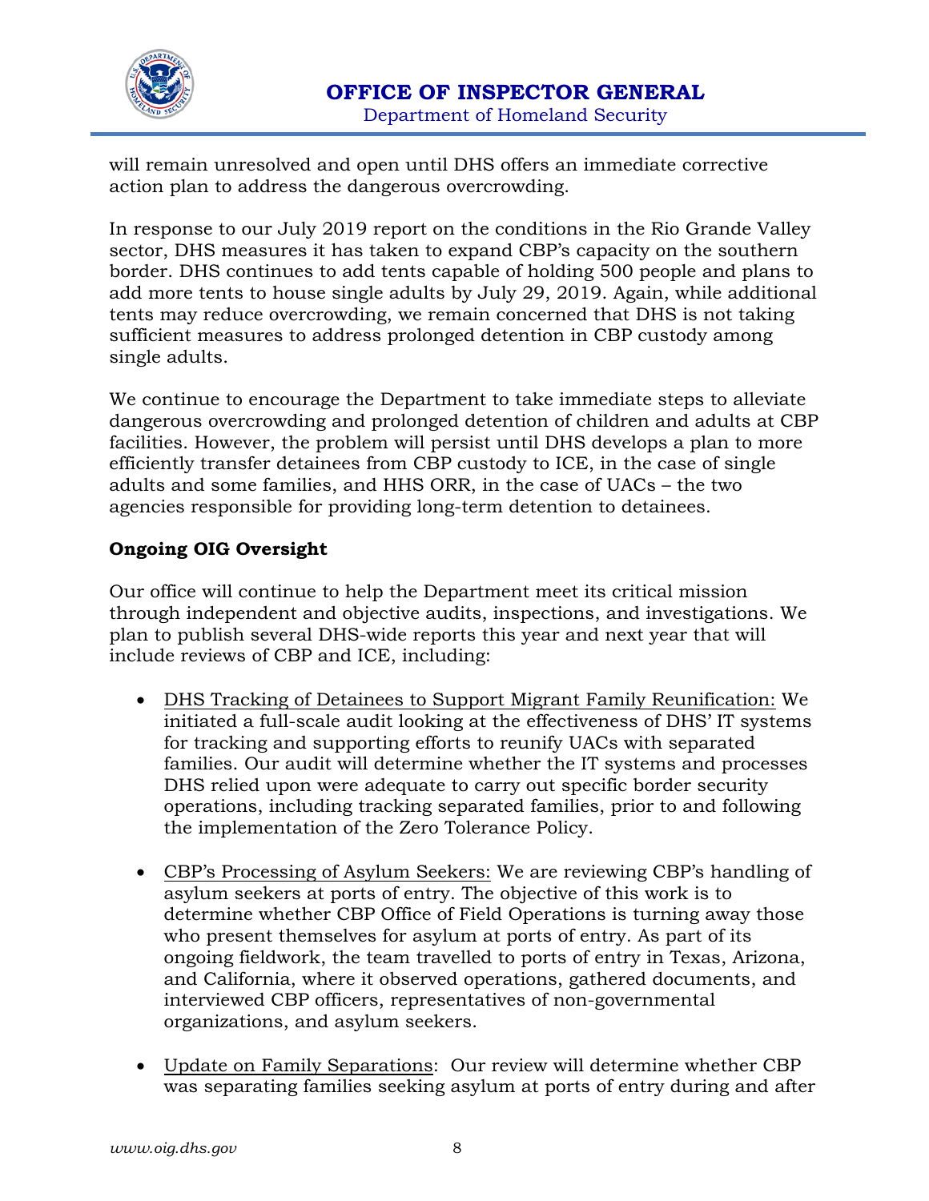will remain unresolved and open until DHS offers an immediate corrective action plan to address the dangerous overcrowding.

In response to our July 2019 report on the conditions in the Rio Grande Valley sector, DHS measures it has taken to expand CBP's capacity on the southern border. DHS continues to add tents capable of holding 500 people and plans to add more tents to house single adults by July 29, 2019. Again, while additional tents may reduce overcrowding, we remain concerned that DHS is not taking sufficient measures to address prolonged detention in CBP custody among single adults.

We continue to encourage the Department to take immediate steps to alleviate dangerous overcrowding and prolonged detention of children and adults at CBP facilities. However, the problem will persist until DHS develops a plan to more efficiently transfer detainees from CBP custody to ICE, in the case of single adults and some families, and HHS ORR, in the case of UACs – the two agencies responsible for providing long-term detention to detainees.

**Ongoing OIG Oversight**

Our office will continue to help the Department meet its critical mission through independent and objective audits, inspections, and investigations. We plan to publish several DHS-wide reports this year and next year that will include reviews of CBP and ICE, including:

- DHS Tracking of Detainees to Support Migrant Family Reunification: We initiated a full-scale audit looking at the effectiveness of DHS' IT systems for tracking and supporting efforts to reunify UACs with separated families. Our audit will determine whether the IT systems and processes DHS relied upon were adequate to carry out specific border security operations, including tracking separated families, prior to and following the implementation of the Zero Tolerance Policy.

- CBP's Processing of Asylum Seekers: We are reviewing CBP's handling of asylum seekers at ports of entry. The objective of this work is to determine whether CBP Office of Field Operations is turning away those who present themselves for asylum at ports of entry. As part of its ongoing fieldwork, the team travelled to ports of entry in Texas, Arizona, and California, where it observed operations, gathered documents, and interviewed CBP officers, representatives of non-governmental organizations, and asylum seekers.

- Update on Family Separations: Our review will determine whether CBP was separating families seeking asylum at ports of entry during and after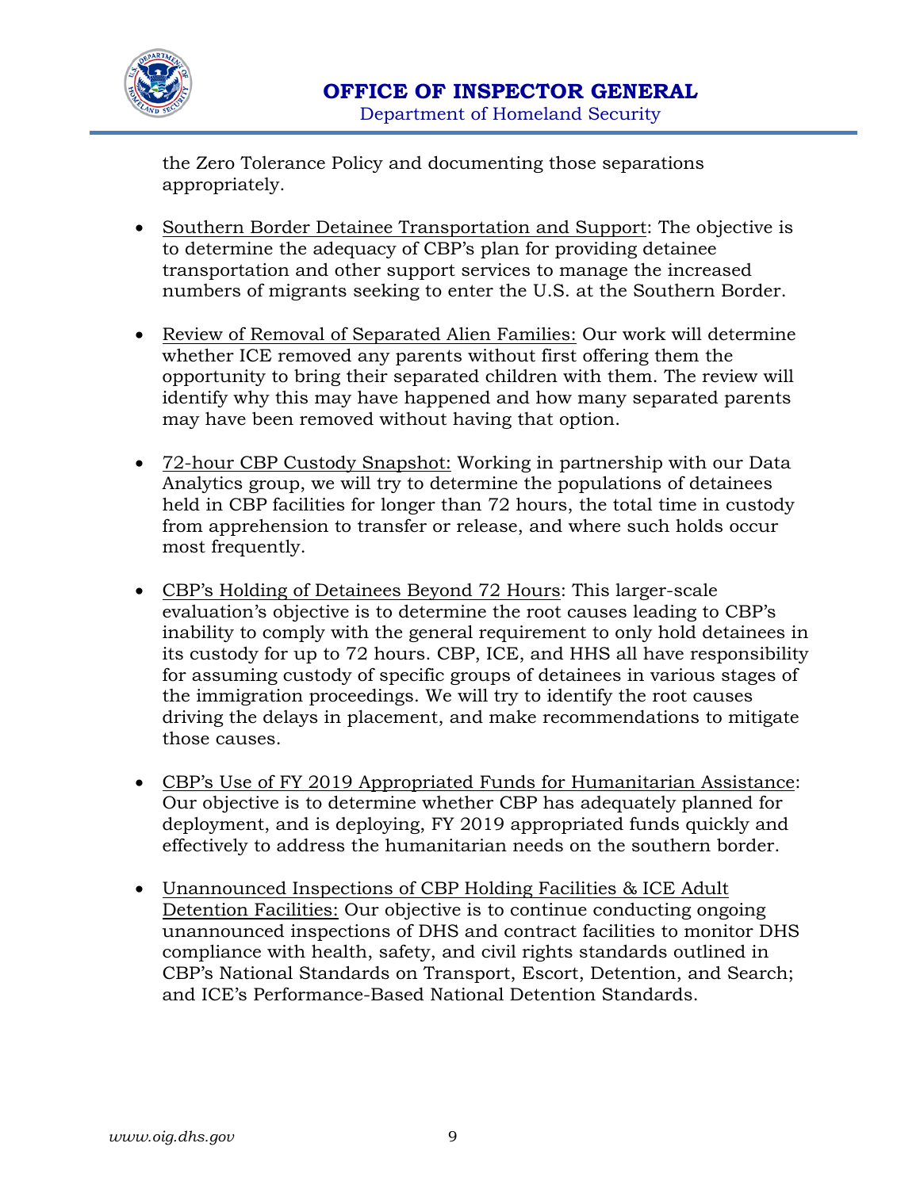the Zero Tolerance Policy and documenting those separations appropriately.

- Southern Border Detainee Transportation and Support: The objective is to determine the adequacy of CBP's plan for providing detainee transportation and other support services to manage the increased numbers of migrants seeking to enter the U.S. at the Southern Border.

- Review of Removal of Separated Alien Families: Our work will determine whether ICE removed any parents without first offering them the opportunity to bring their separated children with them. The review will identify why this may have happened and how many separated parents may have been removed without having that option.

- 72-hour CBP Custody Snapshot: Working in partnership with our Data Analytics group, we will try to determine the populations of detainees held in CBP facilities for longer than 72 hours, the total time in custody from apprehension to transfer or release, and where such holds occur most frequently.

- CBP's Holding of Detainees Beyond 72 Hours: This larger-scale evaluation's objective is to determine the root causes leading to CBP's inability to comply with the general requirement to only hold detainees in its custody for up to 72 hours. CBP, ICE, and HHS all have responsibility for assuming custody of specific groups of detainees in various stages of the immigration proceedings. We will try to identify the root causes driving the delays in placement, and make recommendations to mitigate those causes.

- CBP's Use of FY 2019 Appropriated Funds for Humanitarian Assistance: Our objective is to determine whether CBP has adequately planned for deployment, and is deploying, FY 2019 appropriated funds quickly and effectively to address the humanitarian needs on the southern border.

- Unannounced Inspections of CBP Holding Facilities & ICE Adult Detention Facilities: Our objective is to continue conducting ongoing unannounced inspections of DHS and contract facilities to monitor DHS compliance with health, safety, and civil rights standards outlined in CBP's National Standards on Transport, Escort, Detention, and Search; and ICE's Performance-Based National Detention Standards.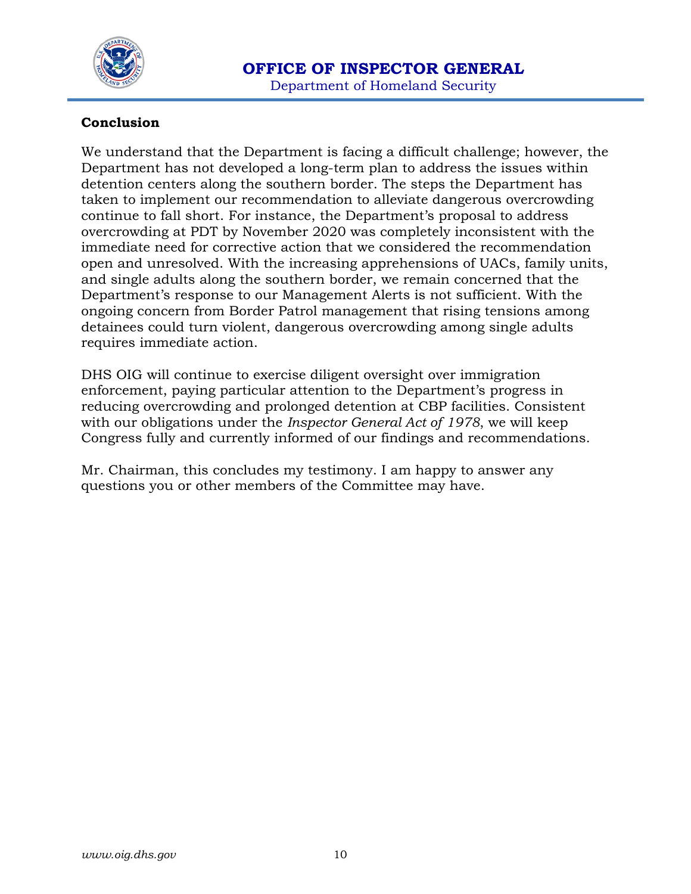### Conclusion

We understand that the Department is facing a difficult challenge; however, the Department has not developed a long-term plan to address the issues within detention centers along the southern border. The steps the Department has taken to implement our recommendation to alleviate dangerous overcrowding continue to fall short. For instance, the Department's proposal to address overcrowding at PDT by November 2020 was completely inconsistent with the immediate need for corrective action that we considered the recommendation open and unresolved. With the increasing apprehensions of UACs, family units, and single adults along the southern border, we remain concerned that the Department's response to our Management Alerts is not sufficient. With the ongoing concern from Border Patrol management that rising tensions among detainees could turn violent, dangerous overcrowding among single adults requires immediate action.

DHS OIG will continue to exercise diligent oversight over immigration enforcement, paying particular attention to the Department's progress in reducing overcrowding and prolonged detention at CBP facilities. Consistent with our obligations under the *Inspector General Act of 1978*, we will keep Congress fully and currently informed of our findings and recommendations.

Mr. Chairman, this concludes my testimony. I am happy to answer any questions you or other members of the Committee may have.